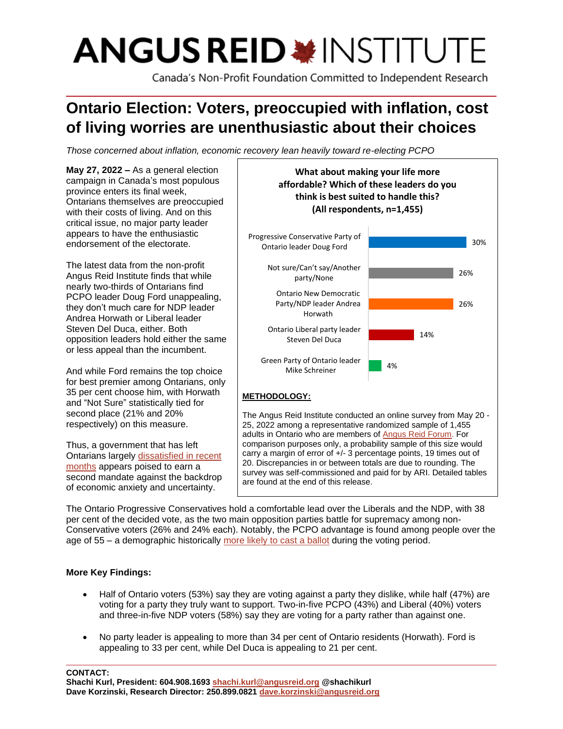# ANGUS REID INSTITUTE

Canada's Non-Profit Foundation Committed to Independent Research

## Ontario Election: Voters, preoccupied with inflation, cost of living worries are unenthusiastic about their choices

*Those concerned about inflation, economic recovery lean heavily toward re-electing PCPO*

**May 27, 2022 –** As a general election campaign in Canada's most populous province enters its final week, Ontarians themselves are preoccupied with their costs of living. And on this critical issue, no major party leader appears to have the enthusiastic endorsement of the electorate.

The latest data from the non-profit Angus Reid Institute finds that while nearly two-thirds of Ontarians find PCPO leader Doug Ford unappealing, they don't much care for NDP leader Andrea Horwath or Liberal leader Steven Del Duca, either. Both opposition leaders hold either the same or less appeal than the incumbent.

And while Ford remains the top choice for best premier among Ontarians, only 35 per cent choose him, with Horwath and "Not Sure" statistically tied for second place (21% and 20% respectively) on this measure.

Thus, a government that has left Ontarians largely dissatisfied in recent months appears poised to earn a second mandate against the backdrop of economic anxiety and uncertainty.

**What about making your life more affordable? Which of these leaders do you think is best suited to handle this? (All respondents, n=1,455)**

| Leader | % |
|---|---|
| Progressive Conservative Party of Ontario leader Doug Ford | 30% |
| Not sure/Can't say/Another party/None | 26% |
| Ontario New Democratic Party/NDP leader Andrea Horwath | 26% |
| Ontario Liberal party leader Steven Del Duca | 14% |
| Green Party of Ontario leader Mike Schreiner | 4% |

**METHODOLOGY:**

The Angus Reid Institute conducted an online survey from May 20 - 25, 2022 among a representative randomized sample of 1,455 adults in Ontario who are members of Angus Reid Forum. For comparison purposes only, a probability sample of this size would carry a margin of error of +/- 3 percentage points, 19 times out of 20. Discrepancies in or between totals are due to rounding. The survey was self-commissioned and paid for by ARI. Detailed tables are found at the end of this release.

The Ontario Progressive Conservatives hold a comfortable lead over the Liberals and the NDP, with 38 per cent of the decided vote, as the two main opposition parties battle for supremacy among non-Conservative voters (26% and 24% each). Notably, the PCPO advantage is found among people over the age of 55 – a demographic historically more likely to cast a ballot during the voting period.

**More Key Findings:**

- Half of Ontario voters (53%) say they are voting against a party they dislike, while half (47%) are voting for a party they truly want to support. Two-in-five PCPO (43%) and Liberal (40%) voters and three-in-five NDP voters (58%) say they are voting for a party rather than against one.
- No party leader is appealing to more than 34 per cent of Ontario residents (Horwath). Ford is appealing to 33 per cent, while Del Duca is appealing to 21 per cent.

**CONTACT:**
**Shachi Kurl, President: 604.908.1693 shachi.kurl@angusreid.org @shachikurl**
**Dave Korzinski, Research Director: 250.899.0821 dave.korzinski@angusreid.org**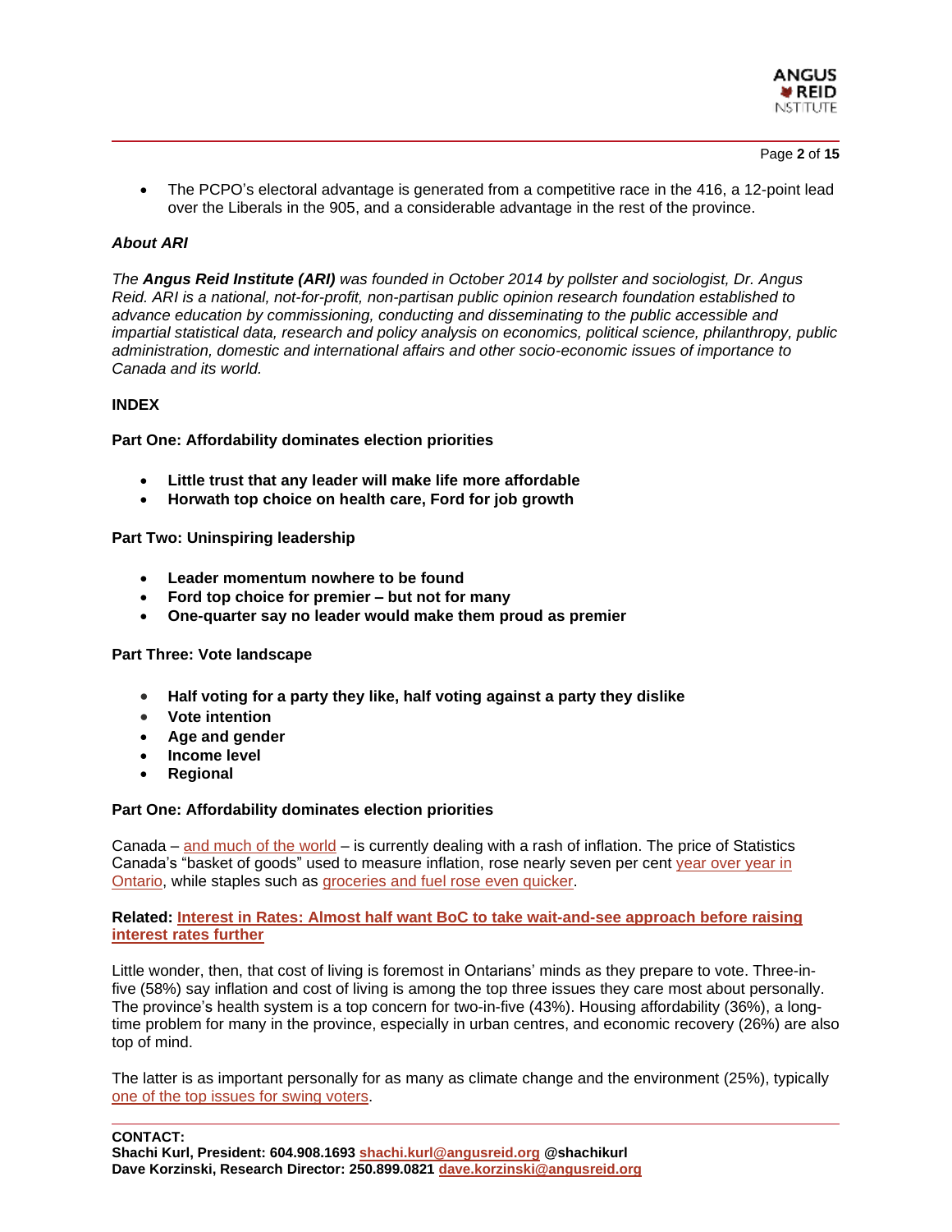- The PCPO's electoral advantage is generated from a competitive race in the 416, a 12-point lead over the Liberals in the 905, and a considerable advantage in the rest of the province.

***About ARI***

*The **Angus Reid Institute (ARI)** was founded in October 2014 by pollster and sociologist, Dr. Angus Reid. ARI is a national, not-for-profit, non-partisan public opinion research foundation established to advance education by commissioning, conducting and disseminating to the public accessible and impartial statistical data, research and policy analysis on economics, political science, philanthropy, public administration, domestic and international affairs and other socio-economic issues of importance to Canada and its world.*

**INDEX**

**Part One: Affordability dominates election priorities**

- **Little trust that any leader will make life more affordable**
- **Horwath top choice on health care, Ford for job growth**

**Part Two: Uninspiring leadership**

- **Leader momentum nowhere to be found**
- **Ford top choice for premier – but not for many**
- **One-quarter say no leader would make them proud as premier**

**Part Three: Vote landscape**

- **Half voting for a party they like, half voting against a party they dislike**
- **Vote intention**
- **Age and gender**
- **Income level**
- **Regional**

## Part One: Affordability dominates election priorities

Canada – and much of the world – is currently dealing with a rash of inflation. The price of Statistics Canada's "basket of goods" used to measure inflation, rose nearly seven per cent year over year in Ontario, while staples such as groceries and fuel rose even quicker.

**Related: Interest in Rates: Almost half want BoC to take wait-and-see approach before raising interest rates further**

Little wonder, then, that cost of living is foremost in Ontarians' minds as they prepare to vote. Three-in-five (58%) say inflation and cost of living is among the top three issues they care most about personally. The province's health system is a top concern for two-in-five (43%). Housing affordability (36%), a long-time problem for many in the province, especially in urban centres, and economic recovery (26%) are also top of mind.

The latter is as important personally for as many as climate change and the environment (25%), typically one of the top issues for swing voters.

**CONTACT:**
**Shachi Kurl, President: 604.908.1693 shachi.kurl@angusreid.org @shachikurl**
**Dave Korzinski, Research Director: 250.899.0821 dave.korzinski@angusreid.org**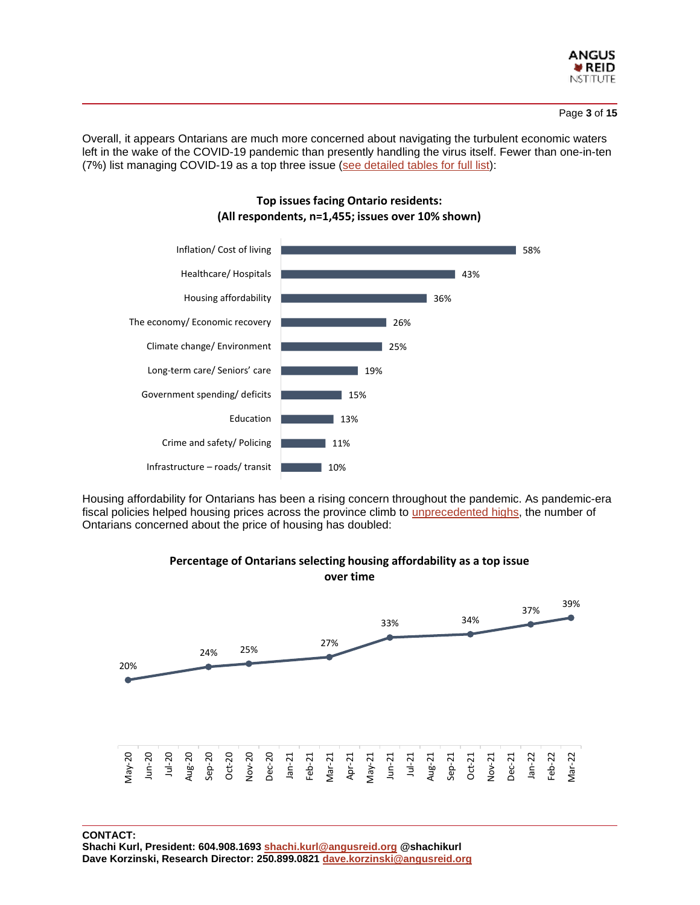Overall, it appears Ontarians are much more concerned about navigating the turbulent economic waters left in the wake of the COVID-19 pandemic than presently handling the virus itself. Fewer than one-in-ten (7%) list managing COVID-19 as a top three issue (see detailed tables for full list):

**Top issues facing Ontario residents:**
**(All respondents, n=1,455; issues over 10% shown)**

| Issue | % |
|---|---|
| Inflation/ Cost of living | 58% |
| Healthcare/ Hospitals | 43% |
| Housing affordability | 36% |
| The economy/ Economic recovery | 26% |
| Climate change/ Environment | 25% |
| Long-term care/ Seniors' care | 19% |
| Government spending/ deficits | 15% |
| Education | 13% |
| Crime and safety/ Policing | 11% |
| Infrastructure – roads/ transit | 10% |

Housing affordability for Ontarians has been a rising concern throughout the pandemic. As pandemic-era fiscal policies helped housing prices across the province climb to unprecedented highs, the number of Ontarians concerned about the price of housing has doubled:

**Percentage of Ontarians selecting housing affordability as a top issue over time**

| Date | % |
|---|---|
| May-20 | 20% |
| Sep-20 | 24% |
| Nov-20 | 25% |
| Mar-21 | 27% |
| Jun-21 | 33% |
| Oct-21 | 34% |
| Jan-22 | 37% |
| Mar-22 | 39% |

**CONTACT:**
**Shachi Kurl, President: 604.908.1693 shachi.kurl@angusreid.org @shachikurl**
**Dave Korzinski, Research Director: 250.899.0821 dave.korzinski@angusreid.org**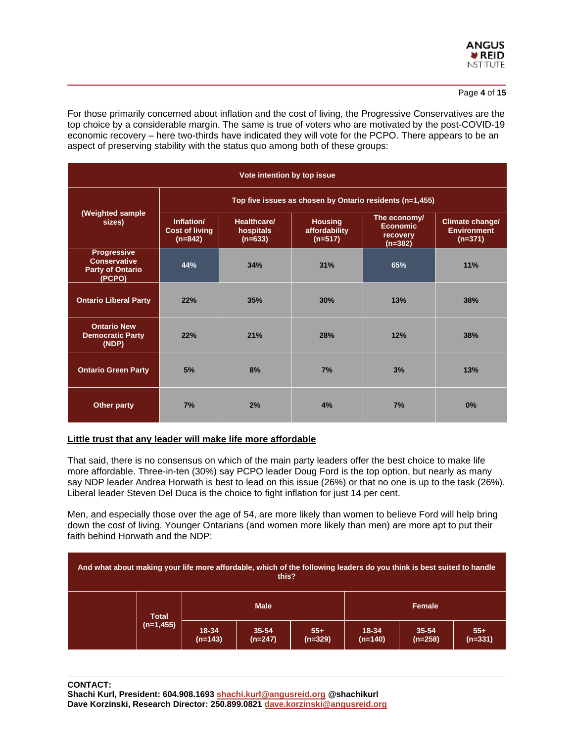For those primarily concerned about inflation and the cost of living, the Progressive Conservatives are the top choice by a considerable margin. The same is true of voters who are motivated by the post-COVID-19 economic recovery – here two-thirds have indicated they will vote for the PCPO. There appears to be an aspect of preserving stability with the status quo among both of these groups:

| Vote intention by top issue | | | | | |
|---|---|---|---|---|---|
| (Weighted sample sizes) | Top five issues as chosen by Ontario residents (n=1,455) | | | | |
| | Inflation/ Cost of living (n=842) | Healthcare/ hospitals (n=633) | Housing affordability (n=517) | The economy/ Economic recovery (n=382) | Climate change/ Environment (n=371) |
| Progressive Conservative Party of Ontario (PCPO) | 44% | 34% | 31% | 65% | 11% |
| Ontario Liberal Party | 22% | 35% | 30% | 13% | 38% |
| Ontario New Democratic Party (NDP) | 22% | 21% | 28% | 12% | 38% |
| Ontario Green Party | 5% | 8% | 7% | 3% | 13% |
| Other party | 7% | 2% | 4% | 7% | 0% |

## Little trust that any leader will make life more affordable

That said, there is no consensus on which of the main party leaders offer the best choice to make life more affordable. Three-in-ten (30%) say PCPO leader Doug Ford is the top option, but nearly as many say NDP leader Andrea Horwath is best to lead on this issue (26%) or that no one is up to the task (26%). Liberal leader Steven Del Duca is the choice to fight inflation for just 14 per cent.

Men, and especially those over the age of 54, are more likely than women to believe Ford will help bring down the cost of living. Younger Ontarians (and women more likely than men) are more apt to put their faith behind Horwath and the NDP:

| And what about making your life more affordable, which of the following leaders do you think is best suited to handle this? | | | | | | | |
|---|---|---|---|---|---|---|---|
| | Total (n=1,455) | Male | | | Female | | |
| | | 18-34 (n=143) | 35-54 (n=247) | 55+ (n=329) | 18-34 (n=140) | 35-54 (n=258) | 55+ (n=331) |

**CONTACT:**
**Shachi Kurl, President: 604.908.1693 shachi.kurl@angusreid.org @shachikurl**
**Dave Korzinski, Research Director: 250.899.0821 dave.korzinski@angusreid.org**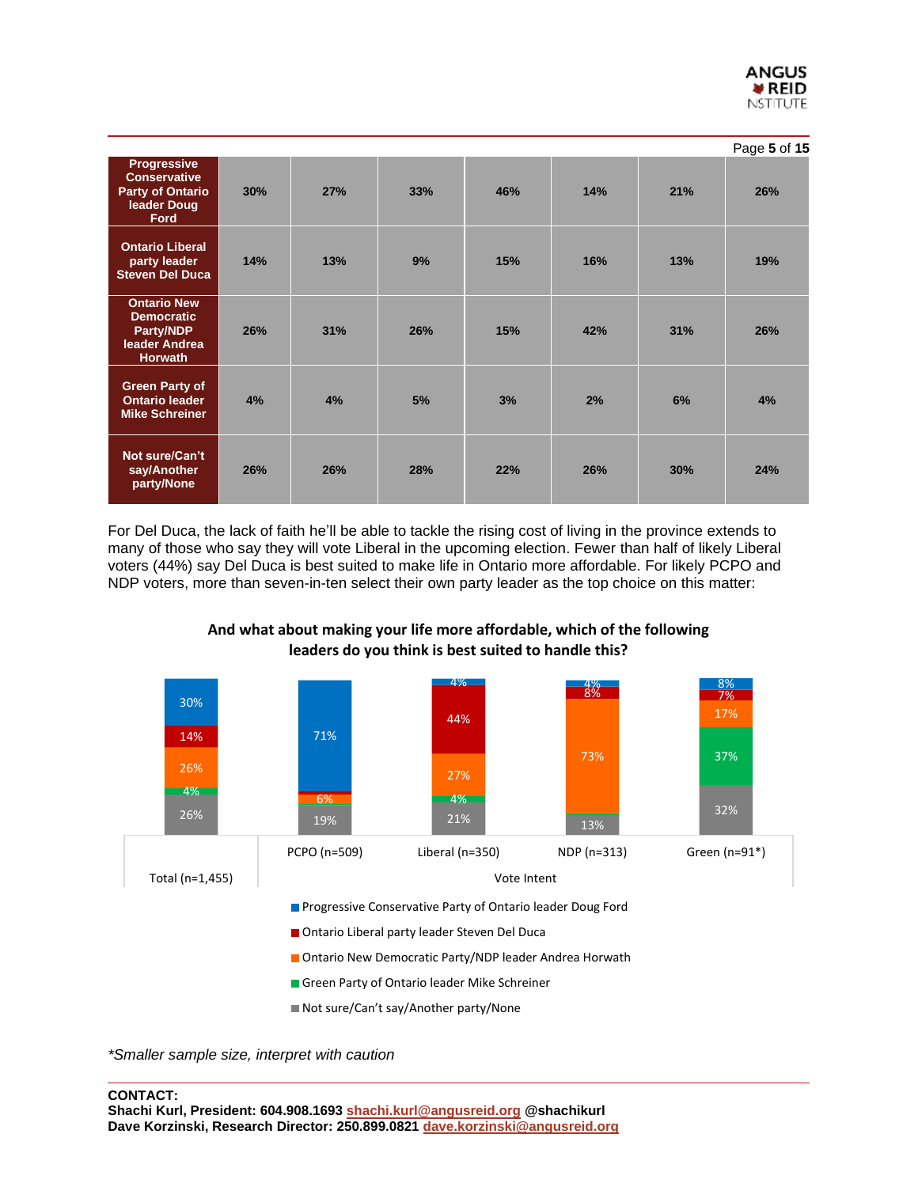| | | | | | | | |
|---|---|---|---|---|---|---|---|
| **Progressive Conservative Party of Ontario leader Doug Ford** | 30% | 27% | 33% | 46% | 14% | 21% | 26% |
| **Ontario Liberal party leader Steven Del Duca** | 14% | 13% | 9% | 15% | 16% | 13% | 19% |
| **Ontario New Democratic Party/NDP leader Andrea Horwath** | 26% | 31% | 26% | 15% | 42% | 31% | 26% |
| **Green Party of Ontario leader Mike Schreiner** | 4% | 4% | 5% | 3% | 2% | 6% | 4% |
| **Not sure/Can't say/Another party/None** | 26% | 26% | 28% | 22% | 26% | 30% | 24% |

For Del Duca, the lack of faith he'll be able to tackle the rising cost of living in the province extends to many of those who say they will vote Liberal in the upcoming election. Fewer than half of likely Liberal voters (44%) say Del Duca is best suited to make life in Ontario more affordable. For likely PCPO and NDP voters, more than seven-in-ten select their own party leader as the top choice on this matter:

**And what about making your life more affordable, which of the following leaders do you think is best suited to handle this?**

| | Total (n=1,455) | PCPO (n=509) | Liberal (n=350) | NDP (n=313) | Green (n=91*) |
|---|---|---|---|---|---|
| Progressive Conservative Party of Ontario leader Doug Ford | 30% | 71% | 4% | 4% | 8% |
| Ontario Liberal party leader Steven Del Duca | 14% | | 44% | 8% | 7% |
| Ontario New Democratic Party/NDP leader Andrea Horwath | 26% | 6% | 27% | 73% | 17% |
| Green Party of Ontario leader Mike Schreiner | 4% | | 4% | | 37% |
| Not sure/Can't say/Another party/None | 26% | 19% | 21% | 13% | 32% |

*Vote Intent: PCPO, Liberal, NDP, Green*

**Smaller sample size, interpret with caution*

**CONTACT:**
**Shachi Kurl, President: 604.908.1693 shachi.kurl@angusreid.org @shachikurl**
**Dave Korzinski, Research Director: 250.899.0821 dave.korzinski@angusreid.org**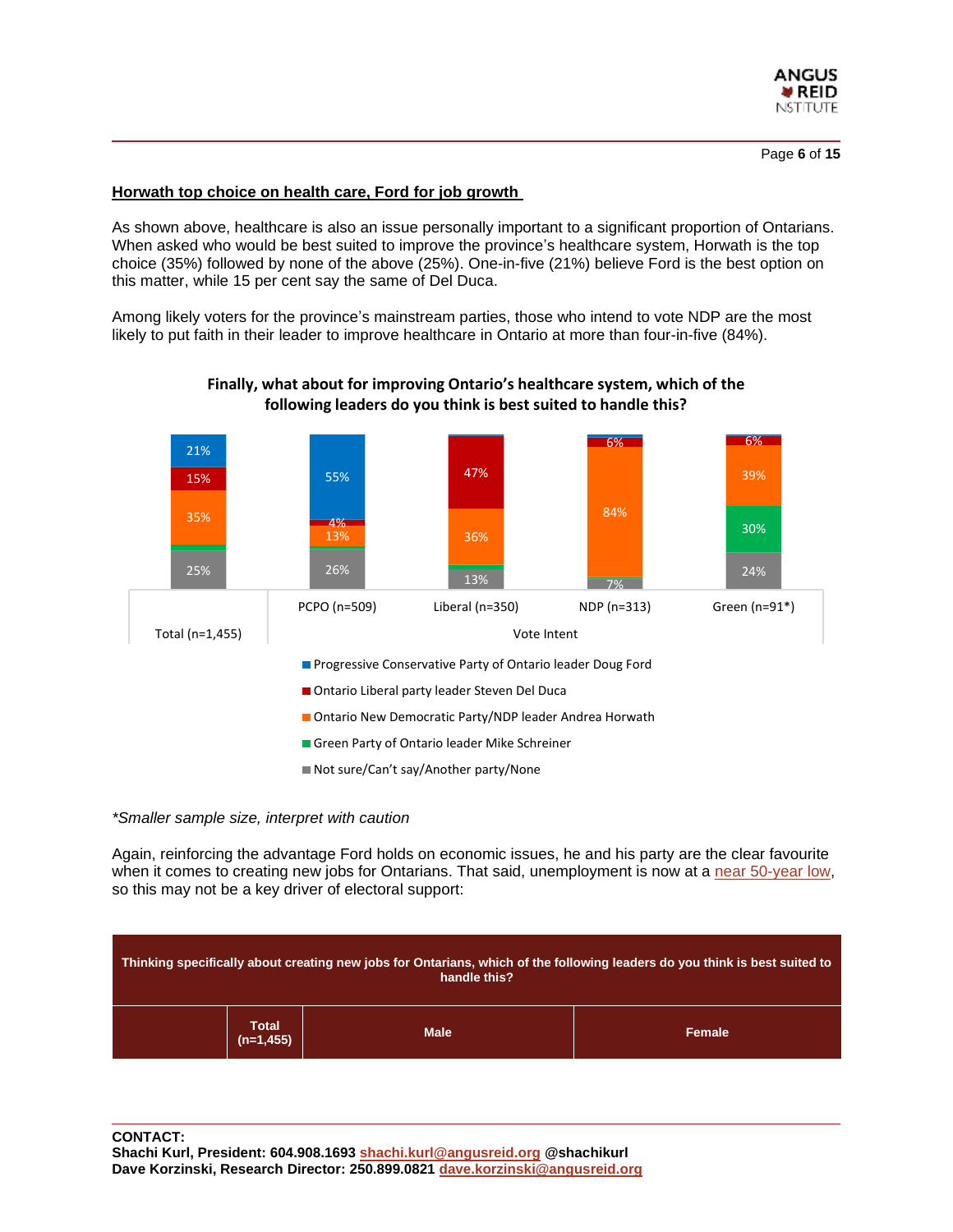## Horwath top choice on health care, Ford for job growth

As shown above, healthcare is also an issue personally important to a significant proportion of Ontarians. When asked who would be best suited to improve the province's healthcare system, Horwath is the top choice (35%) followed by none of the above (25%). One-in-five (21%) believe Ford is the best option on this matter, while 15 per cent say the same of Del Duca.

Among likely voters for the province's mainstream parties, those who intend to vote NDP are the most likely to put faith in their leader to improve healthcare in Ontario at more than four-in-five (84%).

**Finally, what about for improving Ontario's healthcare system, which of the following leaders do you think is best suited to handle this?**

| | Total (n=1,455) | PCPO (n=509) | Liberal (n=350) | NDP (n=313) | Green (n=91*) |
|---|---|---|---|---|---|
| Progressive Conservative Party of Ontario leader Doug Ford | 21% | 55% | | 6% | |
| Ontario Liberal party leader Steven Del Duca | 15% | 4% | 47% | | 6% |
| Ontario New Democratic Party/NDP leader Andrea Horwath | 35% | 13% | 36% | 84% | 39% |
| Green Party of Ontario leader Mike Schreiner | | | | | 30% |
| Not sure/Can't say/Another party/None | 25% | 26% | 13% | 7% | 24% |

*Smaller sample size, interpret with caution*

Again, reinforcing the advantage Ford holds on economic issues, he and his party are the clear favourite when it comes to creating new jobs for Ontarians. That said, unemployment is now at a near 50-year low, so this may not be a key driver of electoral support:

| Thinking specifically about creating new jobs for Ontarians, which of the following leaders do you think is best suited to handle this? | | | |
|---|---|---|---|
| | Total (n=1,455) | Male | Female |

**CONTACT:**
**Shachi Kurl, President: 604.908.1693 shachi.kurl@angusreid.org @shachikurl**
**Dave Korzinski, Research Director: 250.899.0821 dave.korzinski@angusreid.org**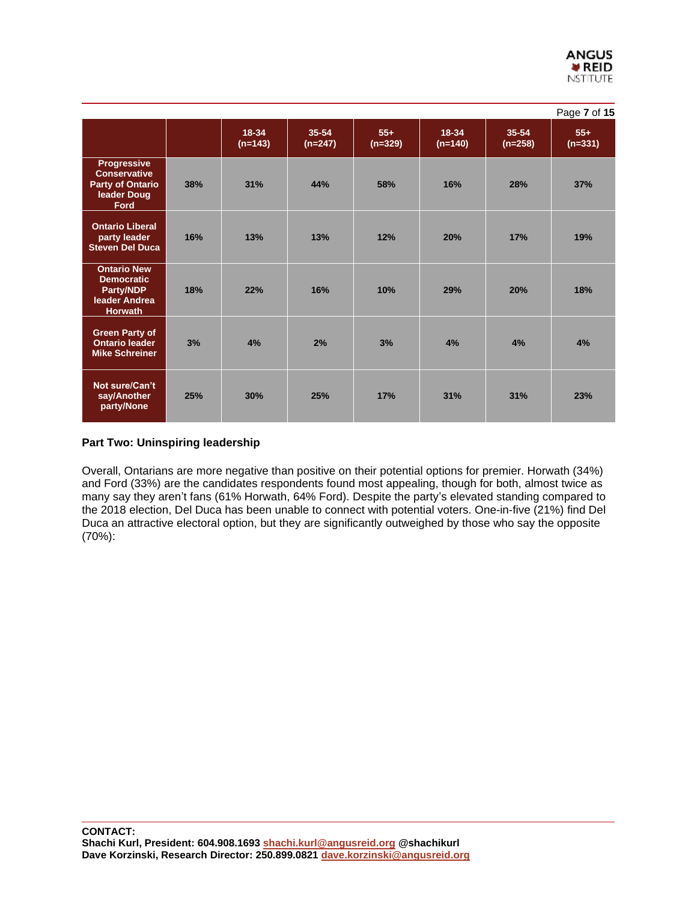| | | 18-34 (n=143) | 35-54 (n=247) | 55+ (n=329) | 18-34 (n=140) | 35-54 (n=258) | 55+ (n=331) |
|---|---|---|---|---|---|---|---|
| **Progressive Conservative Party of Ontario leader Doug Ford** | 38% | 31% | 44% | 58% | 16% | 28% | 37% |
| **Ontario Liberal party leader Steven Del Duca** | 16% | 13% | 13% | 12% | 20% | 17% | 19% |
| **Ontario New Democratic Party/NDP leader Andrea Horwath** | 18% | 22% | 16% | 10% | 29% | 20% | 18% |
| **Green Party of Ontario leader Mike Schreiner** | 3% | 4% | 2% | 3% | 4% | 4% | 4% |
| **Not sure/Can't say/Another party/None** | 25% | 30% | 25% | 17% | 31% | 31% | 23% |

**Part Two: Uninspiring leadership**

Overall, Ontarians are more negative than positive on their potential options for premier. Horwath (34%) and Ford (33%) are the candidates respondents found most appealing, though for both, almost twice as many say they aren't fans (61% Horwath, 64% Ford). Despite the party's elevated standing compared to the 2018 election, Del Duca has been unable to connect with potential voters. One-in-five (21%) find Del Duca an attractive electoral option, but they are significantly outweighed by those who say the opposite (70%):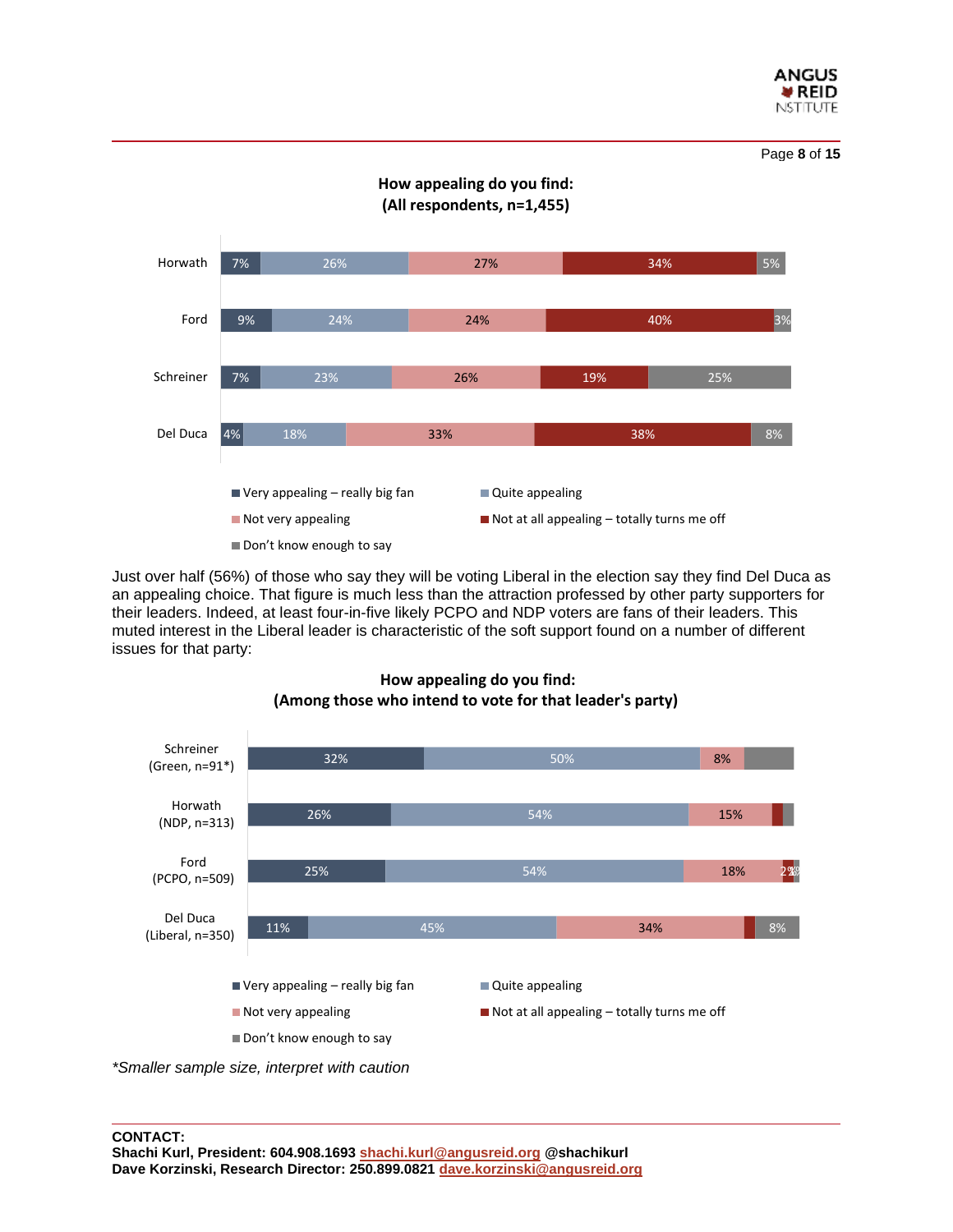**How appealing do you find:**
**(All respondents, n=1,455)**

| | Very appealing – really big fan | Quite appealing | Not very appealing | Not at all appealing – totally turns me off | Don't know enough to say |
|---|---|---|---|---|---|
| Horwath | 7% | 26% | 27% | 34% | 5% |
| Ford | 9% | 24% | 24% | 40% | 3% |
| Schreiner | 7% | 23% | 26% | 19% | 25% |
| Del Duca | 4% | 18% | 33% | 38% | 8% |

Just over half (56%) of those who say they will be voting Liberal in the election say they find Del Duca as an appealing choice. That figure is much less than the attraction professed by other party supporters for their leaders. Indeed, at least four-in-five likely PCPO and NDP voters are fans of their leaders. This muted interest in the Liberal leader is characteristic of the soft support found on a number of different issues for that party:

**How appealing do you find:**
**(Among those who intend to vote for that leader's party)**

| | Very appealing – really big fan | Quite appealing | Not very appealing | Not at all appealing – totally turns me off | Don't know enough to say |
|---|---|---|---|---|---|
| Schreiner (Green, n=91*) | 32% | 50% | 8% | | |
| Horwath (NDP, n=313) | 26% | 54% | 15% | | |
| Ford (PCPO, n=509) | 25% | 54% | 18% | 2% | 1% |
| Del Duca (Liberal, n=350) | 11% | 45% | 34% | | 8% |

*\*Smaller sample size, interpret with caution*

**CONTACT:**
**Shachi Kurl, President: 604.908.1693 shachi.kurl@angusreid.org @shachikurl**
**Dave Korzinski, Research Director: 250.899.0821 dave.korzinski@angusreid.org**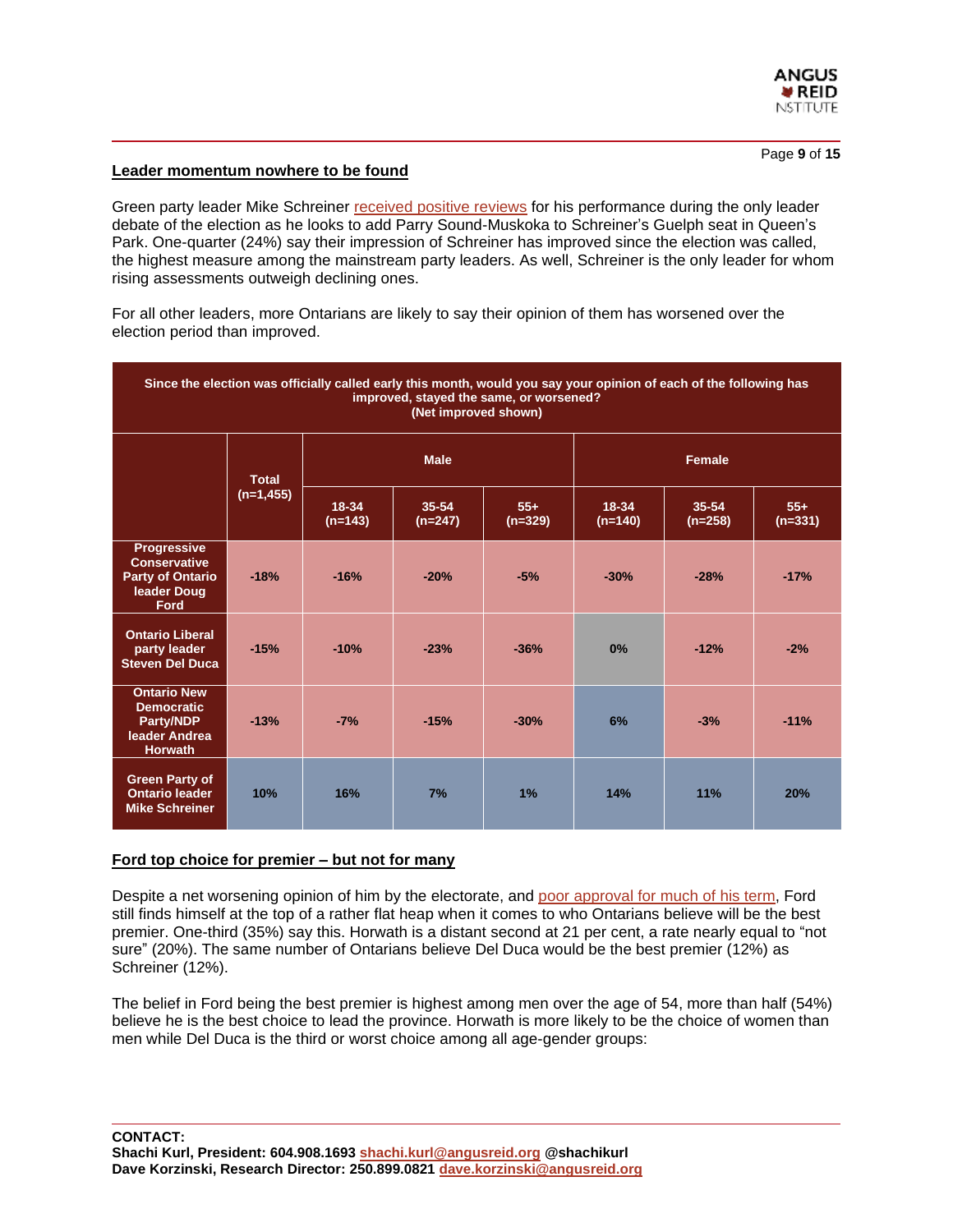## Leader momentum nowhere to be found

Green party leader Mike Schreiner received positive reviews for his performance during the only leader debate of the election as he looks to add Parry Sound-Muskoka to Schreiner's Guelph seat in Queen's Park. One-quarter (24%) say their impression of Schreiner has improved since the election was called, the highest measure among the mainstream party leaders. As well, Schreiner is the only leader for whom rising assessments outweigh declining ones.

For all other leaders, more Ontarians are likely to say their opinion of them has worsened over the election period than improved.

| Since the election was officially called early this month, would you say your opinion of each of the following has improved, stayed the same, or worsened? (Net improved shown) | | | | | | | |
|---|---|---|---|---|---|---|---|
| | Total (n=1,455) | Male | | | Female | | |
| | | 18-34 (n=143) | 35-54 (n=247) | 55+ (n=329) | 18-34 (n=140) | 35-54 (n=258) | 55+ (n=331) |
| Progressive Conservative Party of Ontario leader Doug Ford | -18% | -16% | -20% | -5% | -30% | -28% | -17% |
| Ontario Liberal party leader Steven Del Duca | -15% | -10% | -23% | -36% | 0% | -12% | -2% |
| Ontario New Democratic Party/NDP leader Andrea Horwath | -13% | -7% | -15% | -30% | 6% | -3% | -11% |
| Green Party of Ontario leader Mike Schreiner | 10% | 16% | 7% | 1% | 14% | 11% | 20% |

## Ford top choice for premier – but not for many

Despite a net worsening opinion of him by the electorate, and poor approval for much of his term, Ford still finds himself at the top of a rather flat heap when it comes to who Ontarians believe will be the best premier. One-third (35%) say this. Horwath is a distant second at 21 per cent, a rate nearly equal to "not sure" (20%). The same number of Ontarians believe Del Duca would be the best premier (12%) as Schreiner (12%).

The belief in Ford being the best premier is highest among men over the age of 54, more than half (54%) believe he is the best choice to lead the province. Horwath is more likely to be the choice of women than men while Del Duca is the third or worst choice among all age-gender groups:

**CONTACT:**
**Shachi Kurl, President: 604.908.1693 shachi.kurl@angusreid.org @shachikurl**
**Dave Korzinski, Research Director: 250.899.0821 dave.korzinski@angusreid.org**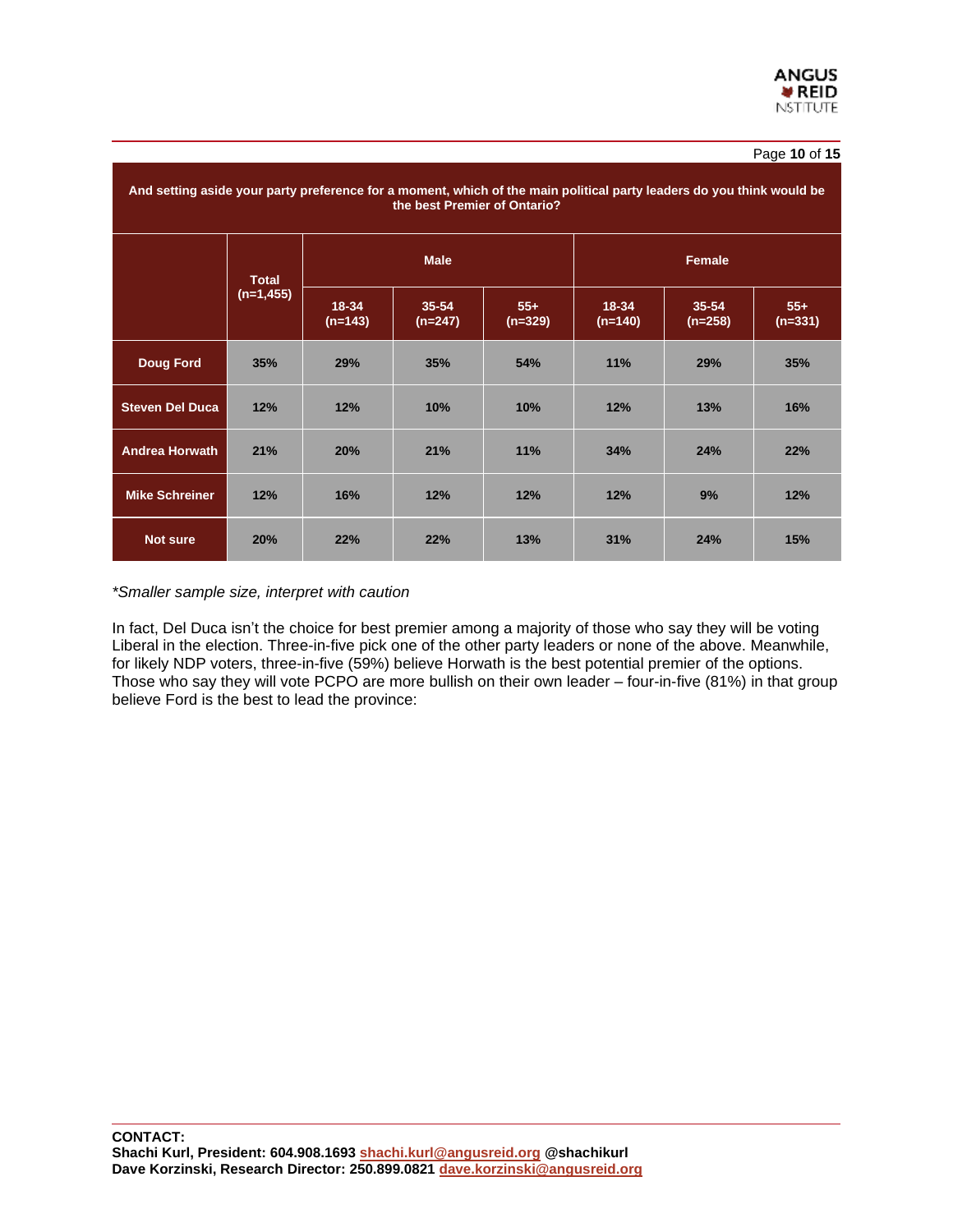| And setting aside your party preference for a moment, which of the main political party leaders do you think would be the best Premier of Ontario? | | | | | | | |
|---|---|---|---|---|---|---|---|
| | Total (n=1,455) | Male | | | Female | | |
| | | 18-34 (n=143) | 35-54 (n=247) | 55+ (n=329) | 18-34 (n=140) | 35-54 (n=258) | 55+ (n=331) |
| **Doug Ford** | **35%** | **29%** | **35%** | **54%** | **11%** | **29%** | **35%** |
| **Steven Del Duca** | **12%** | **12%** | **10%** | **10%** | **12%** | **13%** | **16%** |
| **Andrea Horwath** | **21%** | **20%** | **21%** | **11%** | **34%** | **24%** | **22%** |
| **Mike Schreiner** | **12%** | **16%** | **12%** | **12%** | **12%** | **9%** | **12%** |
| **Not sure** | **20%** | **22%** | **22%** | **13%** | **31%** | **24%** | **15%** |

*\*Smaller sample size, interpret with caution*

In fact, Del Duca isn't the choice for best premier among a majority of those who say they will be voting Liberal in the election. Three-in-five pick one of the other party leaders or none of the above. Meanwhile, for likely NDP voters, three-in-five (59%) believe Horwath is the best potential premier of the options. Those who say they will vote PCPO are more bullish on their own leader – four-in-five (81%) in that group believe Ford is the best to lead the province:

**CONTACT:**
**Shachi Kurl, President: 604.908.1693 shachi.kurl@angusreid.org @shachikurl**
**Dave Korzinski, Research Director: 250.899.0821 dave.korzinski@angusreid.org**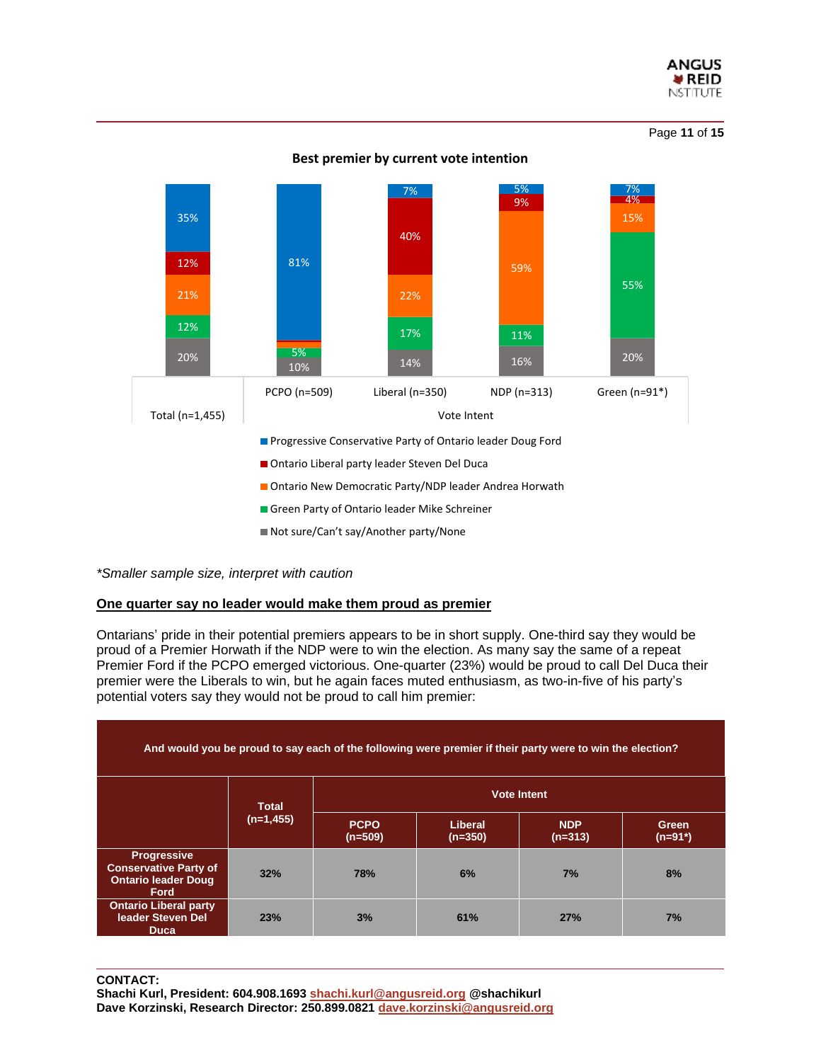**Best premier by current vote intention**

| | Total (n=1,455) | PCPO (n=509) | Liberal (n=350) | NDP (n=313) | Green (n=91*) |
|---|---|---|---|---|---|
| Progressive Conservative Party of Ontario leader Doug Ford | 35% | 81% | 7% | 5% | 7% |
| Ontario Liberal party leader Steven Del Duca | 12% | | 40% | 9% | 4% |
| Ontario New Democratic Party/NDP leader Andrea Horwath | 21% | | 22% | 59% | 15% |
| Green Party of Ontario leader Mike Schreiner | 12% | 5% | 17% | 11% | 55% |
| Not sure/Can't say/Another party/None | 20% | 10% | 14% | 16% | 20% |

*\*Smaller sample size, interpret with caution*

## One quarter say no leader would make them proud as premier

Ontarians' pride in their potential premiers appears to be in short supply. One-third say they would be proud of a Premier Horwath if the NDP were to win the election. As many say the same of a repeat Premier Ford if the PCPO emerged victorious. One-quarter (23%) would be proud to call Del Duca their premier were the Liberals to win, but he again faces muted enthusiasm, as two-in-five of his party's potential voters say they would not be proud to call him premier:

**And would you be proud to say each of the following were premier if their party were to win the election?**

| | Total (n=1,455) | Vote Intent | | | |
|---|---|---|---|---|---|
| | | PCPO (n=509) | Liberal (n=350) | NDP (n=313) | Green (n=91*) |
| Progressive Conservative Party of Ontario leader Doug Ford | 32% | 78% | 6% | 7% | 8% |
| Ontario Liberal party leader Steven Del Duca | 23% | 3% | 61% | 27% | 7% |

**CONTACT:**
**Shachi Kurl, President: 604.908.1693 shachi.kurl@angusreid.org @shachikurl**
**Dave Korzinski, Research Director: 250.899.0821 dave.korzinski@angusreid.org**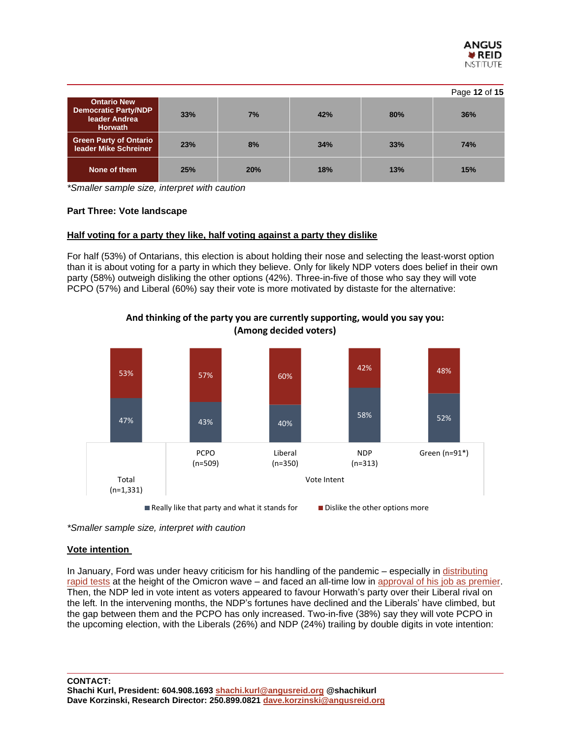| | | | | | |
|---|---|---|---|---|---|
| **Ontario New Democratic Party/NDP leader Andrea Horwath** | 33% | 7% | 42% | 80% | 36% |
| **Green Party of Ontario leader Mike Schreiner** | 23% | 8% | 34% | 33% | 74% |
| **None of them** | 25% | 20% | 18% | 13% | 15% |

*\*Smaller sample size, interpret with caution*

**Part Three: Vote landscape**

**Half voting for a party they like, half voting against a party they dislike**

For half (53%) of Ontarians, this election is about holding their nose and selecting the least-worst option than it is about voting for a party in which they believe. Only for likely NDP voters does belief in their own party (58%) outweigh disliking the other options (42%). Three-in-five of those who say they will vote PCPO (57%) and Liberal (60%) say their vote is more motivated by distaste for the alternative:

**And thinking of the party you are currently supporting, would you say you: (Among decided voters)**

| | Total (n=1,331) | PCPO (n=509) | Liberal (n=350) | NDP (n=313) | Green (n=91*) |
|---|---|---|---|---|---|
| Really like that party and what it stands for | 47% | 43% | 40% | 58% | 52% |
| Dislike the other options more | 53% | 57% | 60% | 42% | 48% |

*\*Smaller sample size, interpret with caution*

**Vote intention**

In January, Ford was under heavy criticism for his handling of the pandemic – especially in distributing rapid tests at the height of the Omicron wave – and faced an all-time low in approval of his job as premier. Then, the NDP led in vote intent as voters appeared to favour Horwath's party over their Liberal rival on the left. In the intervening months, the NDP's fortunes have declined and the Liberals' have climbed, but the gap between them and the PCPO has only increased. Two-in-five (38%) say they will vote PCPO in the upcoming election, with the Liberals (26%) and NDP (24%) trailing by double digits in vote intention: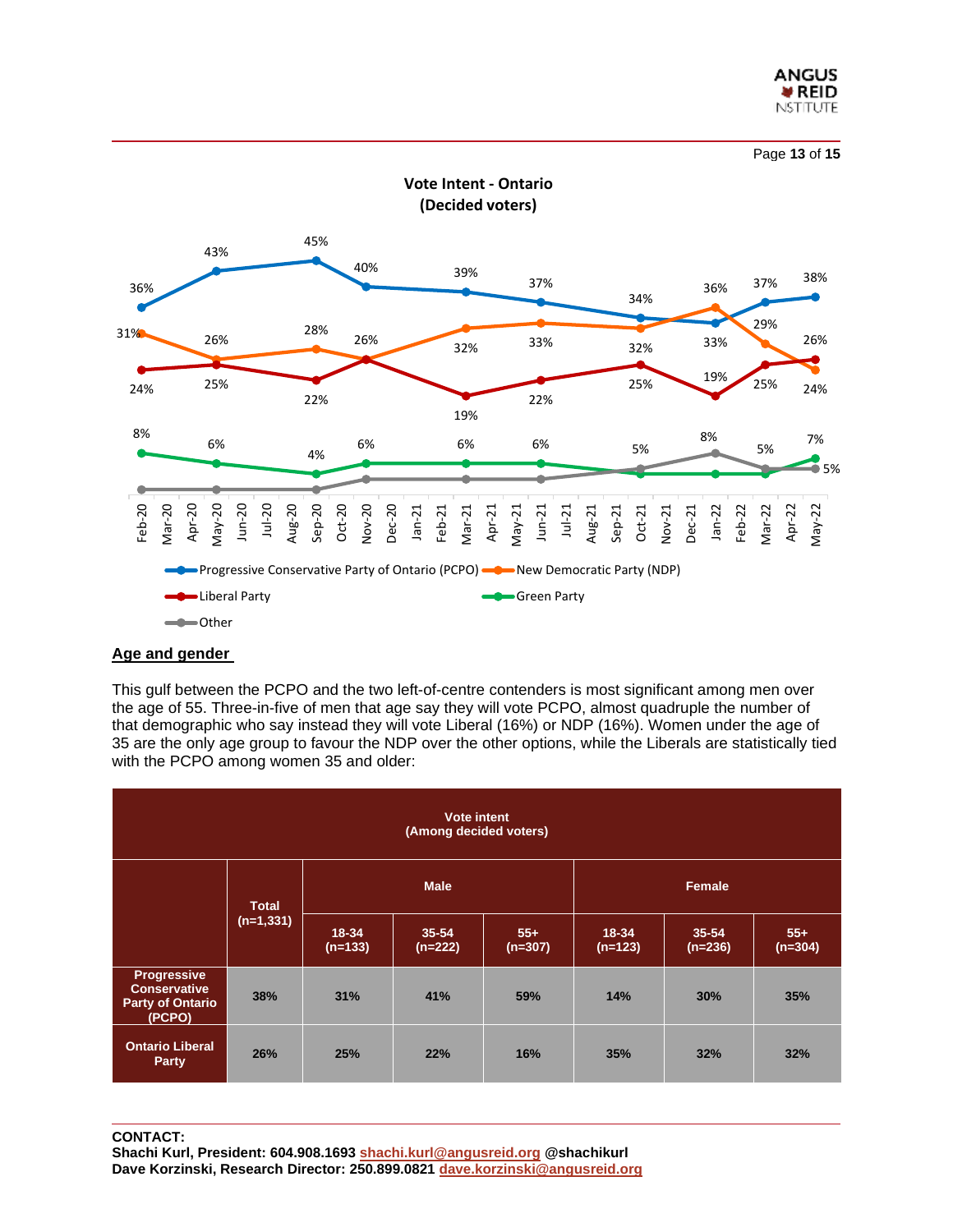**Vote Intent - Ontario (Decided voters)**

| | Feb-20 | May-20 | Sep-20 | Nov-20 | Mar-21 | Jun-21 | Oct-21 | Jan-22 | Mar-22 | May-22 |
|---|---|---|---|---|---|---|---|---|---|---|
| Progressive Conservative Party of Ontario (PCPO) | 36% | 43% | 45% | 40% | 39% | 37% | 34% | 33% | 37% | 38% |
| New Democratic Party (NDP) | 31% | 26% | 28% | 26% | 32% | 33% | 32% | 36% | 29% | 24% |
| Liberal Party | 24% | 25% | 22% | 26% | 19% | 22% | 25% | 19% | 25% | 26% |
| Green Party | 8% | 6% | 4% | 6% | 6% | 6% | 5% | 5% | 5% | 7% |
| Other | | | | | | | | 8% | | 5% |

## Age and gender

This gulf between the PCPO and the two left-of-centre contenders is most significant among men over the age of 55. Three-in-five of men that age say they will vote PCPO, almost quadruple the number of that demographic who say instead they will vote Liberal (16%) or NDP (16%). Women under the age of 35 are the only age group to favour the NDP over the other options, while the Liberals are statistically tied with the PCPO among women 35 and older:

| Vote intent (Among decided voters) | | | | | | | |
|---|---|---|---|---|---|---|---|
| | Total (n=1,331) | Male | | | Female | | |
| | | 18-34 (n=133) | 35-54 (n=222) | 55+ (n=307) | 18-34 (n=123) | 35-54 (n=236) | 55+ (n=304) |
| Progressive Conservative Party of Ontario (PCPO) | 38% | 31% | 41% | 59% | 14% | 30% | 35% |
| Ontario Liberal Party | 26% | 25% | 22% | 16% | 35% | 32% | 32% |

**CONTACT:**
**Shachi Kurl, President: 604.908.1693 shachi.kurl@angusreid.org @shachikurl**
**Dave Korzinski, Research Director: 250.899.0821 dave.korzinski@angusreid.org**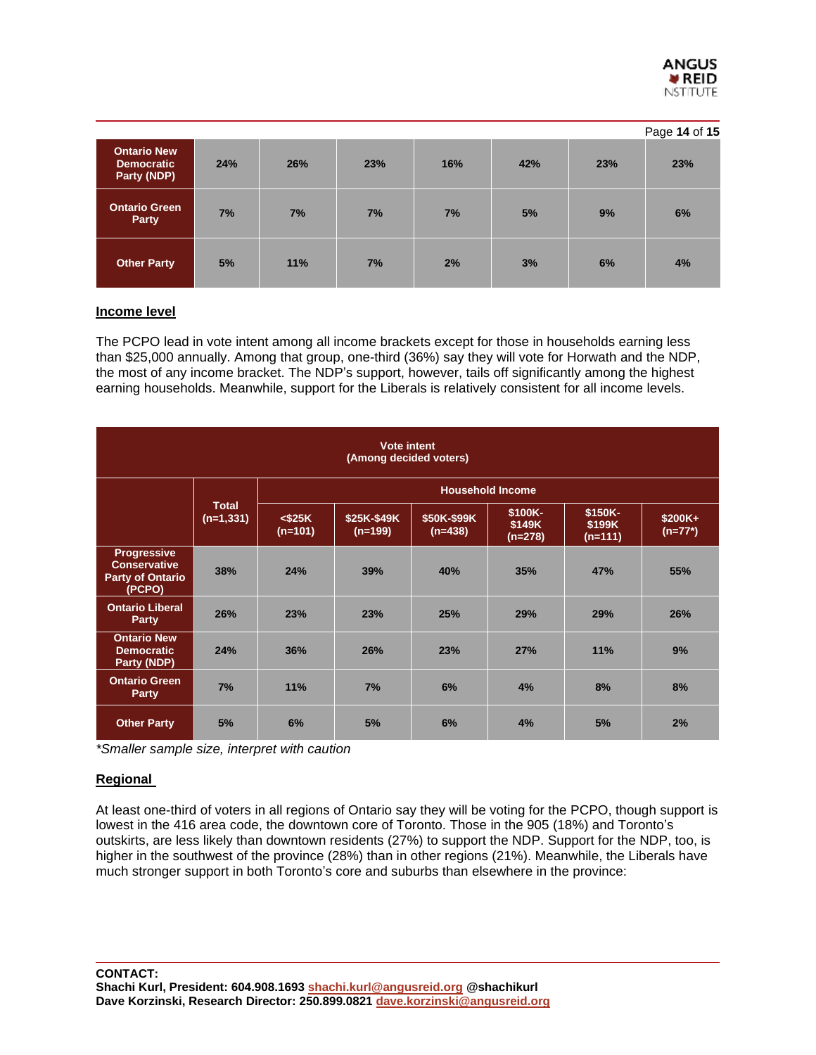| | | | | | | | |
|---|---|---|---|---|---|---|---|
| **Ontario New Democratic Party (NDP)** | 24% | 26% | 23% | 16% | 42% | 23% | 23% |
| **Ontario Green Party** | 7% | 7% | 7% | 7% | 5% | 9% | 6% |
| **Other Party** | 5% | 11% | 7% | 2% | 3% | 6% | 4% |

## Income level

The PCPO lead in vote intent among all income brackets except for those in households earning less than $25,000 annually. Among that group, one-third (36%) say they will vote for Horwath and the NDP, the most of any income bracket. The NDP's support, however, tails off significantly among the highest earning households. Meanwhile, support for the Liberals is relatively consistent for all income levels.

| Vote intent (Among decided voters) | | | | | | | |
|---|---|---|---|---|---|---|---|
| | **Total (n=1,331)** | **Household Income** | | | | | |
| | | **<$25K (n=101)** | **$25K-$49K (n=199)** | **$50K-$99K (n=438)** | **$100K-$149K (n=278)** | **$150K-$199K (n=111)** | **$200K+ (n=77*)** |
| **Progressive Conservative Party of Ontario (PCPO)** | 38% | 24% | 39% | 40% | 35% | 47% | 55% |
| **Ontario Liberal Party** | 26% | 23% | 23% | 25% | 29% | 29% | 26% |
| **Ontario New Democratic Party (NDP)** | 24% | 36% | 26% | 23% | 27% | 11% | 9% |
| **Ontario Green Party** | 7% | 11% | 7% | 6% | 4% | 8% | 8% |
| **Other Party** | 5% | 6% | 5% | 6% | 4% | 5% | 2% |

*Smaller sample size, interpret with caution*

## Regional

At least one-third of voters in all regions of Ontario say they will be voting for the PCPO, though support is lowest in the 416 area code, the downtown core of Toronto. Those in the 905 (18%) and Toronto's outskirts, are less likely than downtown residents (27%) to support the NDP. Support for the NDP, too, is higher in the southwest of the province (28%) than in other regions (21%). Meanwhile, the Liberals have much stronger support in both Toronto's core and suburbs than elsewhere in the province:

**CONTACT:**
**Shachi Kurl, President: 604.908.1693 shachi.kurl@angusreid.org @shachikurl**
**Dave Korzinski, Research Director: 250.899.0821 dave.korzinski@angusreid.org**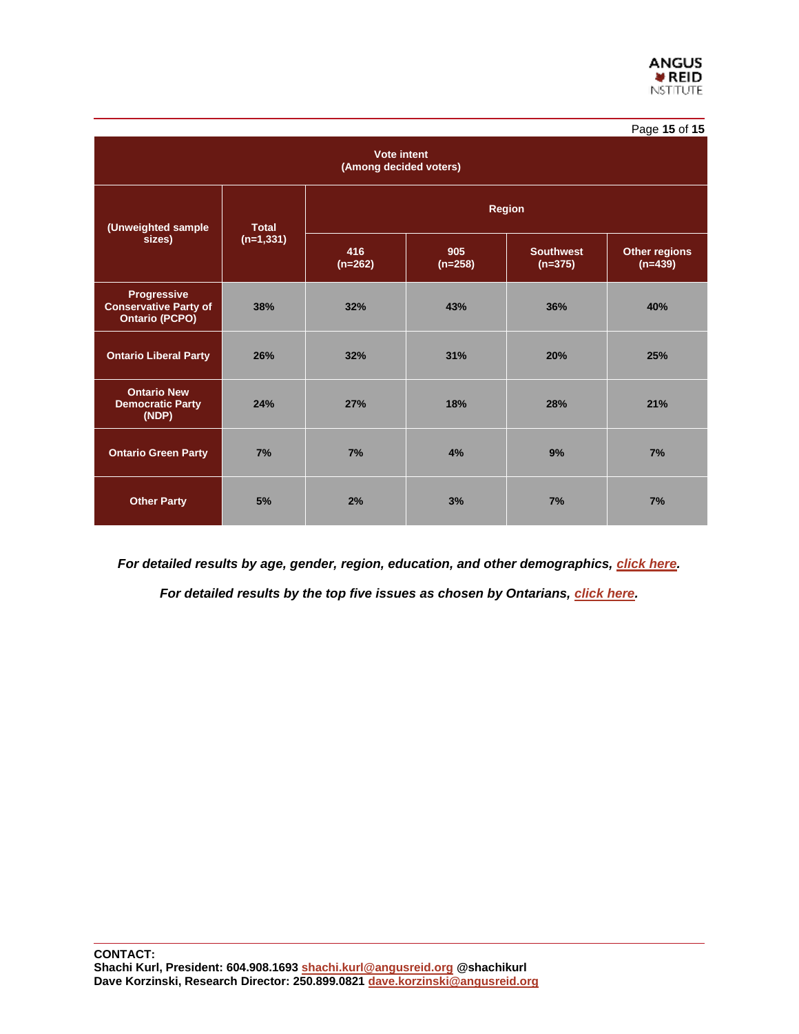| Vote intent (Among decided voters) | | | | | |
|---|---|---|---|---|---|
| (Unweighted sample sizes) | Total (n=1,331) | Region | | | |
| | | 416 (n=262) | 905 (n=258) | Southwest (n=375) | Other regions (n=439) |
| Progressive Conservative Party of Ontario (PCPO) | 38% | 32% | 43% | 36% | 40% |
| Ontario Liberal Party | 26% | 32% | 31% | 20% | 25% |
| Ontario New Democratic Party (NDP) | 24% | 27% | 18% | 28% | 21% |
| Ontario Green Party | 7% | 7% | 4% | 9% | 7% |
| Other Party | 5% | 2% | 3% | 7% | 7% |

***For detailed results by age, gender, region, education, and other demographics, click here.***

***For detailed results by the top five issues as chosen by Ontarians, click here.***

**CONTACT:**
**Shachi Kurl, President: 604.908.1693 shachi.kurl@angusreid.org @shachikurl**
**Dave Korzinski, Research Director: 250.899.0821 dave.korzinski@angusreid.org**